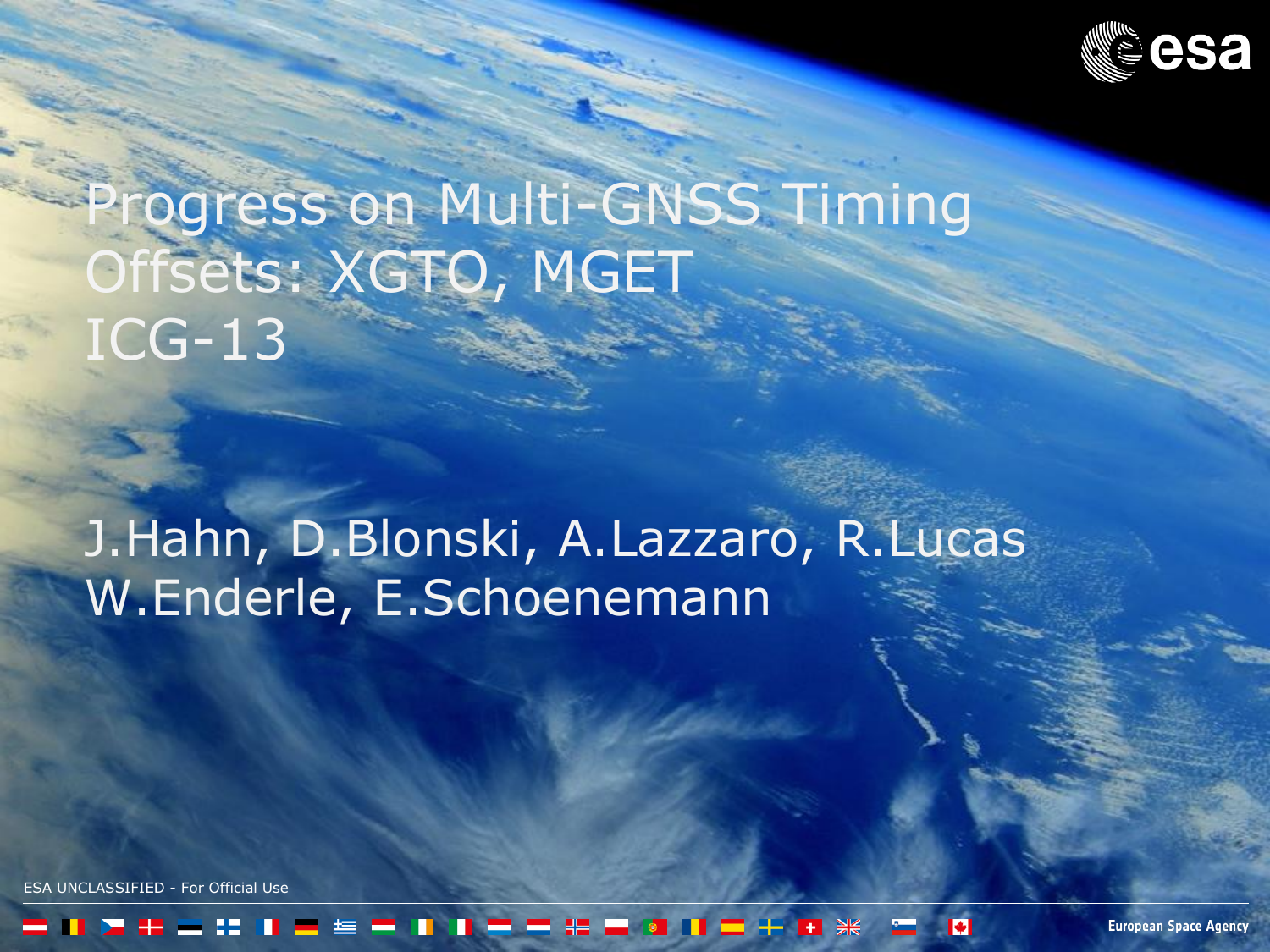# Progress on Multi-GNSS Timing Offsets: XGTO, MGET ICG-13

J.Hahn, D.Blonski, A.Lazzaro, R.Lucas
W.Enderle, E.Schoenemann

ESA UNCLASSIFIED - For Official Use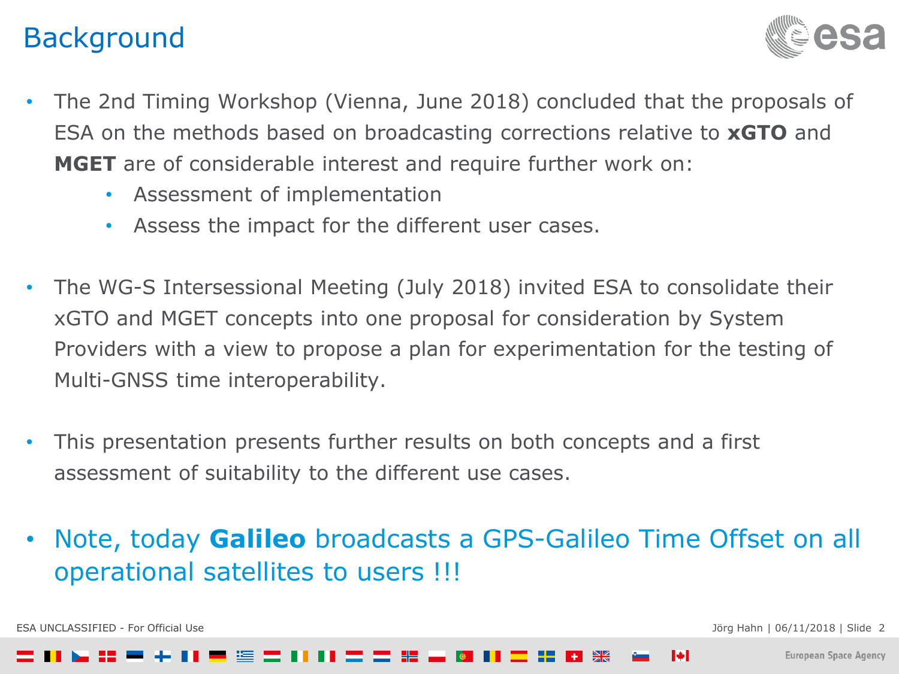# Background

- The 2nd Timing Workshop (Vienna, June 2018) concluded that the proposals of ESA on the methods based on broadcasting corrections relative to **xGTO** and **MGET** are of considerable interest and require further work on:
  - Assessment of implementation
  - Assess the impact for the different user cases.

- The WG-S Intersessional Meeting (July 2018) invited ESA to consolidate their xGTO and MGET concepts into one proposal for consideration by System Providers with a view to propose a plan for experimentation for the testing of Multi-GNSS time interoperability.

- This presentation presents further results on both concepts and a first assessment of suitability to the different use cases.

- Note, today **Galileo** broadcasts a GPS-Galileo Time Offset on all operational satellites to users !!!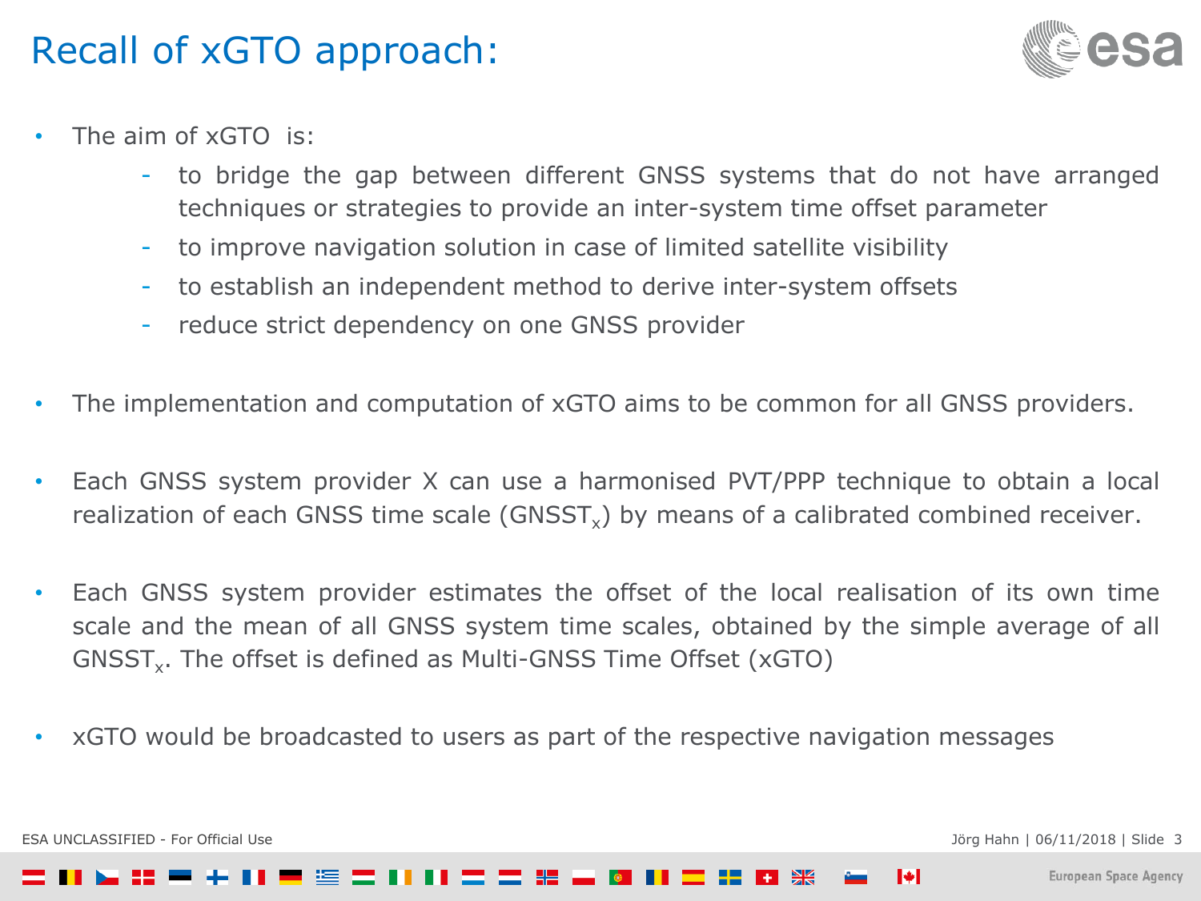# Recall of xGTO approach:

- The aim of xGTO is:
  - to bridge the gap between different GNSS systems that do not have arranged techniques or strategies to provide an inter-system time offset parameter
  - to improve navigation solution in case of limited satellite visibility
  - to establish an independent method to derive inter-system offsets
  - reduce strict dependency on one GNSS provider
- The implementation and computation of xGTO aims to be common for all GNSS providers.
- Each GNSS system provider X can use a harmonised PVT/PPP technique to obtain a local realization of each GNSS time scale ($GNSST_x$) by means of a calibrated combined receiver.
- Each GNSS system provider estimates the offset of the local realisation of its own time scale and the mean of all GNSS system time scales, obtained by the simple average of all $GNSST_x$. The offset is defined as Multi-GNSS Time Offset (xGTO)
- xGTO would be broadcasted to users as part of the respective navigation messages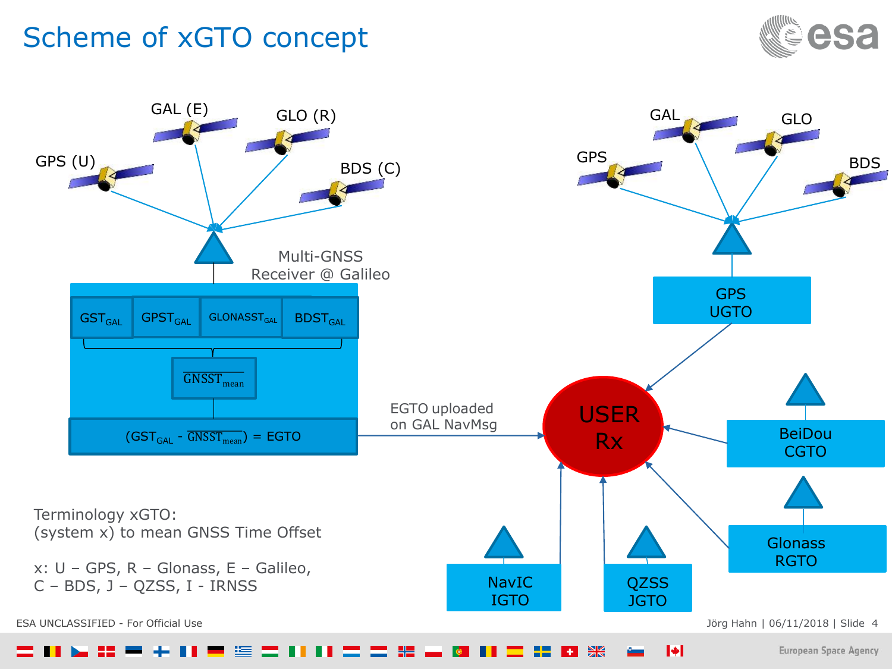# Scheme of xGTO concept

GAL (E) GLO (R) GPS (U) BDS (C)

Multi-GNSS Receiver @ Galileo

| $GST_{GAL}$ | $GPST_{GAL}$ | $GLONASST_{GAL}$ | $BDST_{GAL}$ |
| --- | --- | --- | --- |

$\overline{GNSST}_{mean}$

$(GST_{GAL} - \overline{GNSST}_{mean}) = EGTO$

EGTO uploaded on GAL NavMsg

GAL GLO GPS BDS

GPS UGTO

USER Rx

BeiDou CGTO

Glonass RGTO

NavIC IGTO

QZSS JGTO

Terminology xGTO:
(system x) to mean GNSS Time Offset

x: U – GPS, R – Glonass, E – Galileo,
C – BDS, J – QZSS, I - IRNSS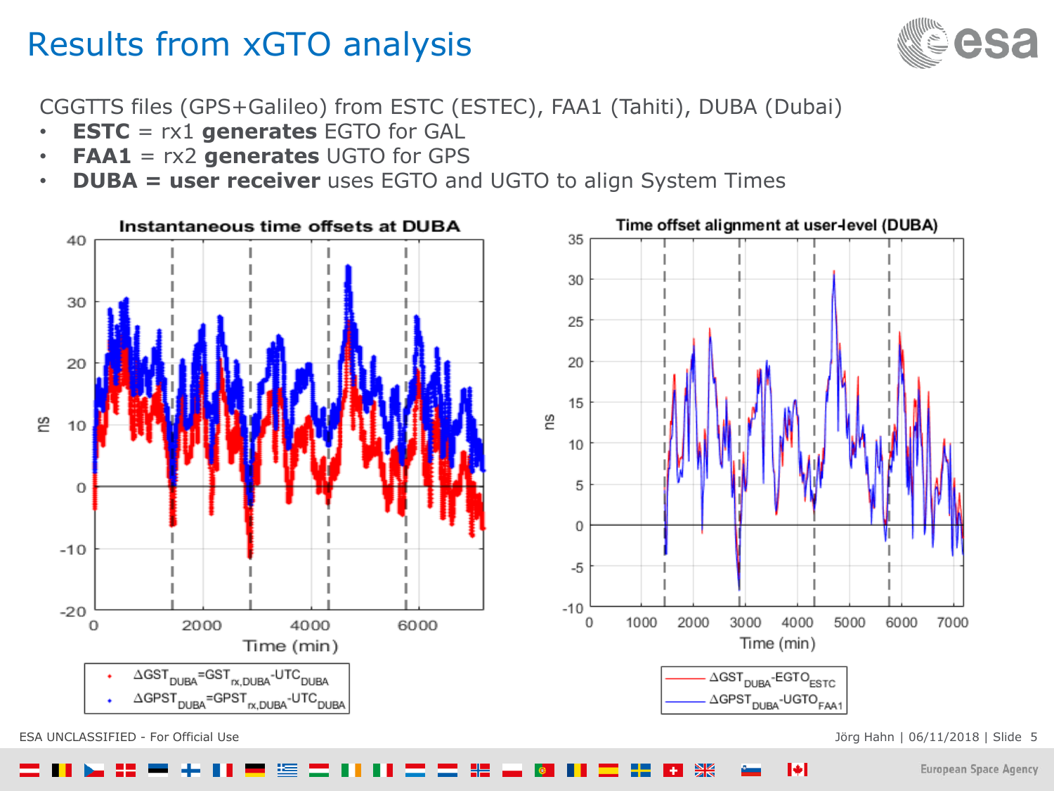# Results from xGTO analysis

CGGTTS files (GPS+Galileo) from ESTC (ESTEC), FAA1 (Tahiti), DUBA (Dubai)

- **ESTC** = rx1 **generates** EGTO for GAL
- **FAA1** = rx2 **generates** UGTO for GPS
- **DUBA = user receiver** uses EGTO and UGTO to align System Times

**Instantaneous time offsets at DUBA**

- $\Delta GST_{DUBA} = GST_{rx,DUBA} - UTC_{DUBA}$
- $\Delta GPST_{DUBA} = GPST_{rx,DUBA} - UTC_{DUBA}$

**Time offset alignment at user-level (DUBA)**

- $\Delta GST_{DUBA} - EGTO_{ESTC}$
- $\Delta GPST_{DUBA} - UGTO_{FAA1}$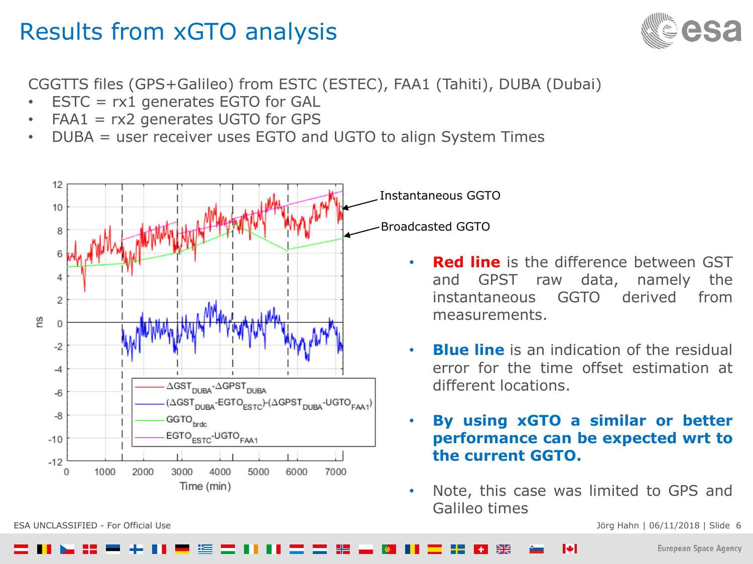# Results from xGTO analysis

CGGTTS files (GPS+Galileo) from ESTC (ESTEC), FAA1 (Tahiti), DUBA (Dubai)

- ESTC = rx1 generates EGTO for GAL
- FAA1 = rx2 generates UGTO for GPS
- DUBA = user receiver uses EGTO and UGTO to align System Times

Instantaneous GGTO

Broadcasted GGTO

Legend: $\Delta GST_{DUBA}$-$\Delta GPST_{DUBA}$; $(\Delta GST_{DUBA}$-$EGTO_{ESTC})$-$(\Delta GPST_{DUBA}$-$UGTO_{FAA1})$; $GGTO_{brdc}$; $EGTO_{ESTC}$-$UGTO_{FAA1}$

Axes: ns (vertical), Time (min) (horizontal)

- **Red line** is the difference between GST and GPST raw data, namely the instantaneous GGTO derived from measurements.
- **Blue line** is an indication of the residual error for the time offset estimation at different locations.
- **By using xGTO a similar or better performance can be expected wrt to the current GGTO.**
- Note, this case was limited to GPS and Galileo times

ESA UNCLASSIFIED - For Official Use

Jörg Hahn | 06/11/2018 | Slide 6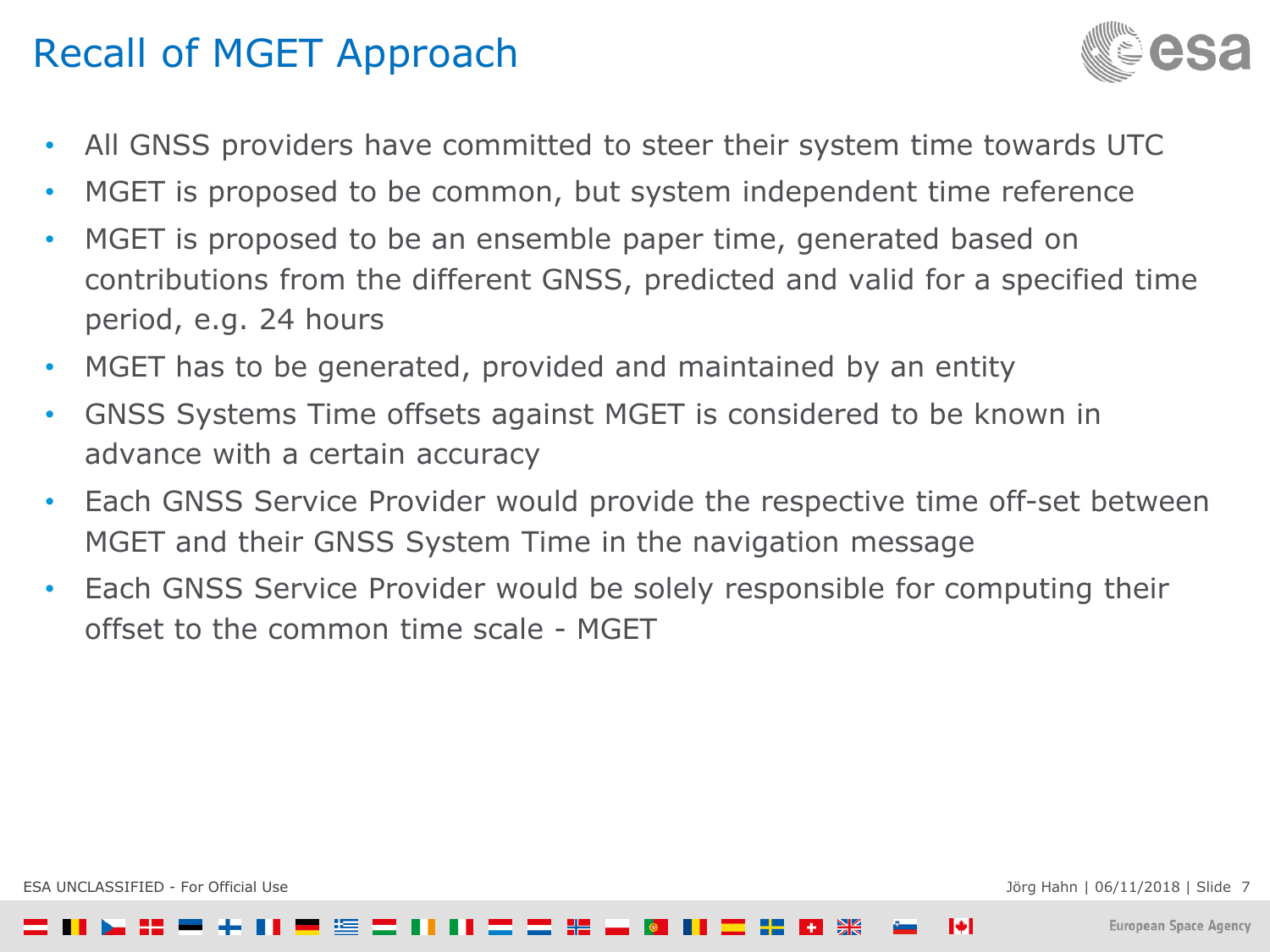# Recall of MGET Approach

- All GNSS providers have committed to steer their system time towards UTC
- MGET is proposed to be common, but system independent time reference
- MGET is proposed to be an ensemble paper time, generated based on contributions from the different GNSS, predicted and valid for a specified time period, e.g. 24 hours
- MGET has to be generated, provided and maintained by an entity
- GNSS Systems Time offsets against MGET is considered to be known in advance with a certain accuracy
- Each GNSS Service Provider would provide the respective time off-set between MGET and their GNSS System Time in the navigation message
- Each GNSS Service Provider would be solely responsible for computing their offset to the common time scale - MGET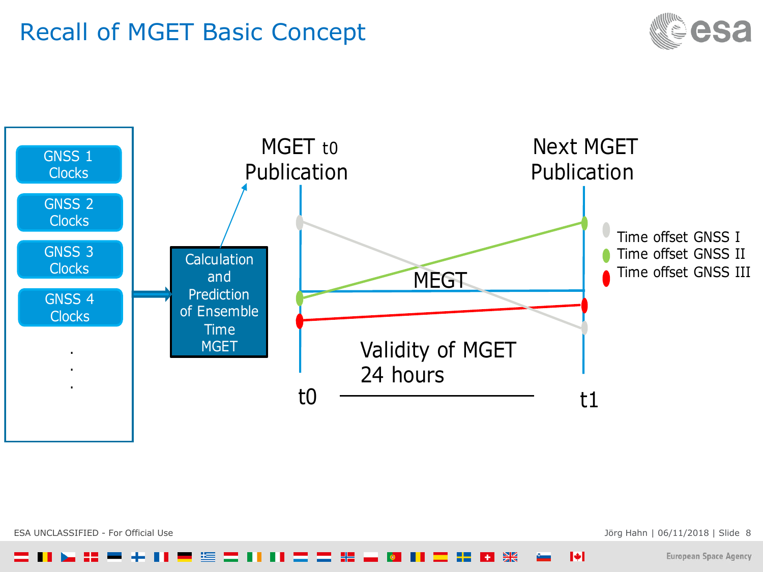# Recall of MGET Basic Concept

GNSS 1 Clocks

GNSS 2 Clocks

GNSS 3 Clocks

GNSS 4 Clocks

.
.
.

Calculation and Prediction of Ensemble Time MGET

MGET t0 Publication

Next MGET Publication

MEGT

Validity of MGET 24 hours

t0

t1

- Time offset GNSS I
- Time offset GNSS II
- Time offset GNSS III

ESA UNCLASSIFIED - For Official Use

Jörg Hahn | 06/11/2018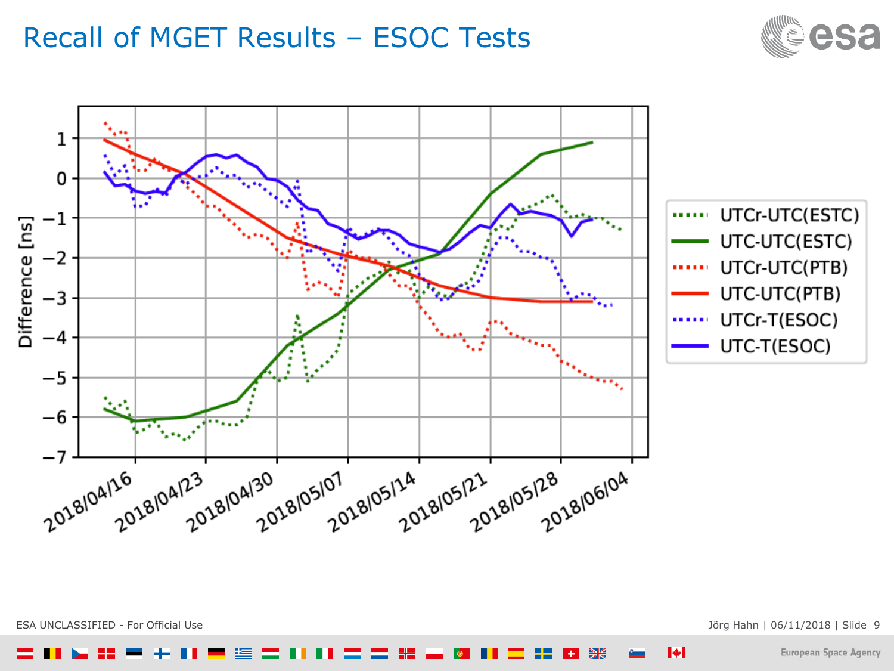# Recall of MGET Results – ESOC Tests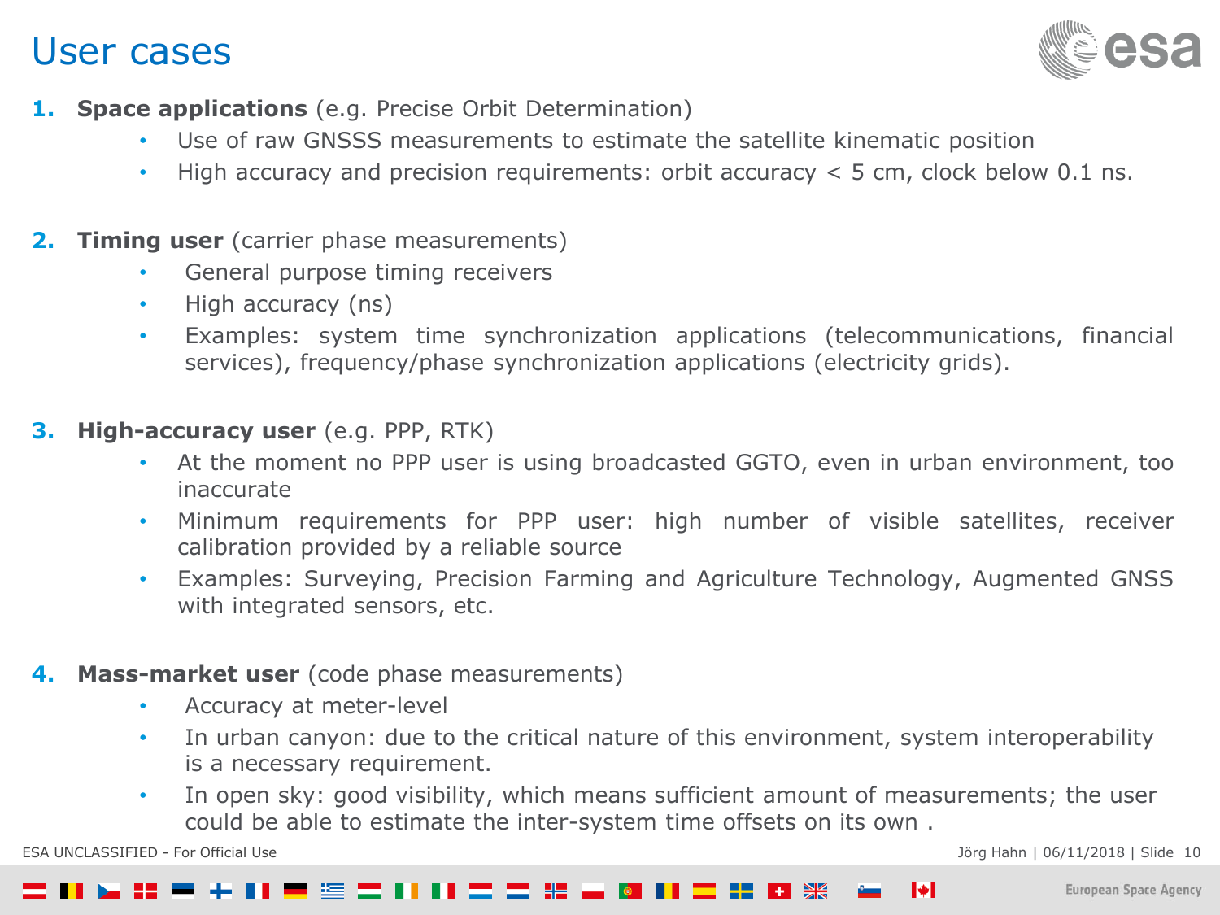# User cases

1. **Space applications** (e.g. Precise Orbit Determination)
   - Use of raw GNSSS measurements to estimate the satellite kinematic position
   - High accuracy and precision requirements: orbit accuracy < 5 cm, clock below 0.1 ns.

2. **Timing user** (carrier phase measurements)
   - General purpose timing receivers
   - High accuracy (ns)
   - Examples: system time synchronization applications (telecommunications, financial services), frequency/phase synchronization applications (electricity grids).

3. **High-accuracy user** (e.g. PPP, RTK)
   - At the moment no PPP user is using broadcasted GGTO, even in urban environment, too inaccurate
   - Minimum requirements for PPP user: high number of visible satellites, receiver calibration provided by a reliable source
   - Examples: Surveying, Precision Farming and Agriculture Technology, Augmented GNSS with integrated sensors, etc.

4. **Mass-market user** (code phase measurements)
   - Accuracy at meter-level
   - In urban canyon: due to the critical nature of this environment, system interoperability is a necessary requirement.
   - In open sky: good visibility, which means sufficient amount of measurements; the user could be able to estimate the inter-system time offsets on its own .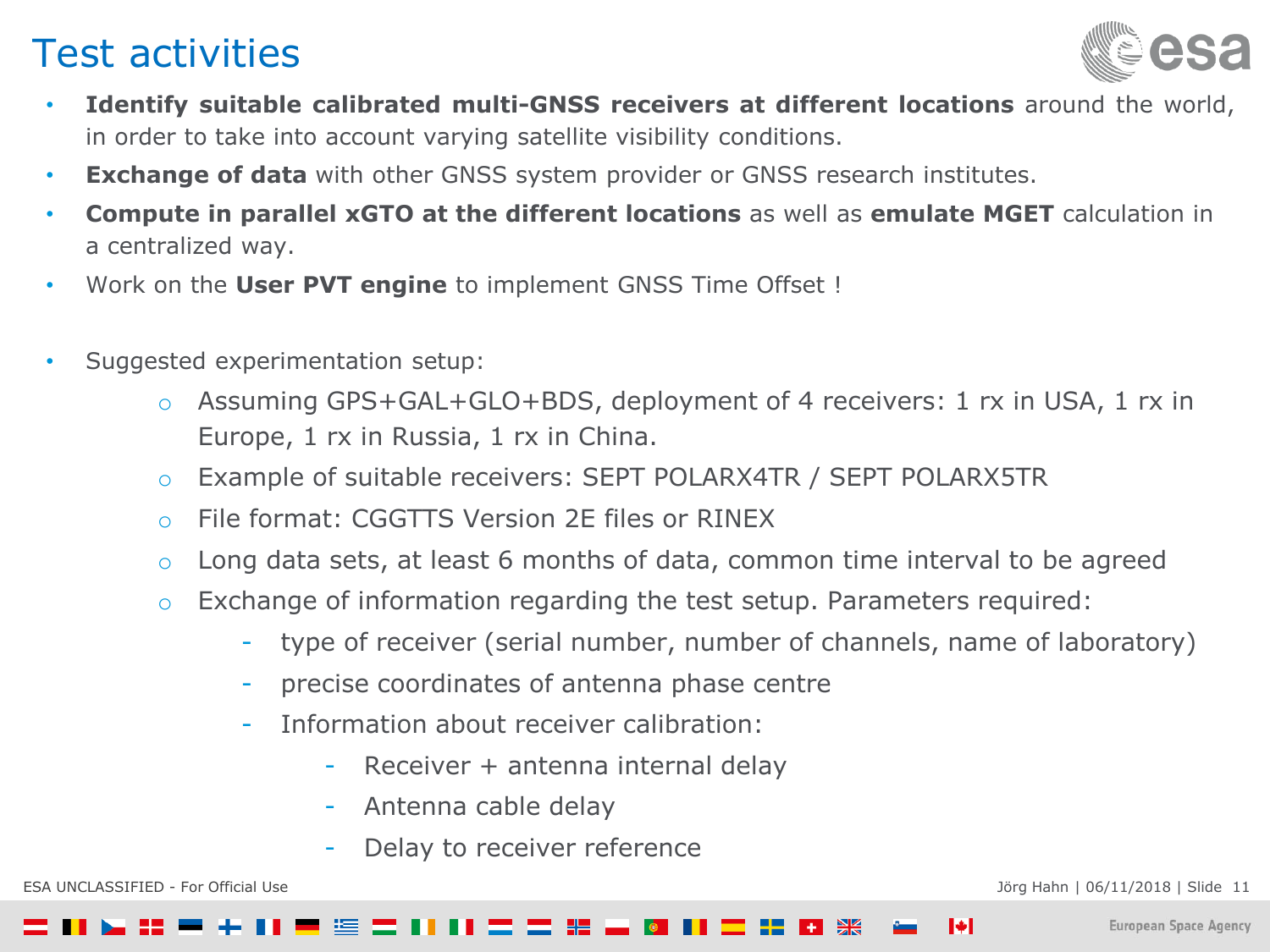# Test activities

- **Identify suitable calibrated multi-GNSS receivers at different locations** around the world, in order to take into account varying satellite visibility conditions.
- **Exchange of data** with other GNSS system provider or GNSS research institutes.
- **Compute in parallel xGTO at the different locations** as well as **emulate MGET** calculation in a centralized way.
- Work on the **User PVT engine** to implement GNSS Time Offset !

- Suggested experimentation setup:
  - Assuming GPS+GAL+GLO+BDS, deployment of 4 receivers: 1 rx in USA, 1 rx in Europe, 1 rx in Russia, 1 rx in China.
  - Example of suitable receivers: SEPT POLARX4TR / SEPT POLARX5TR
  - File format: CGGTTS Version 2E files or RINEX
  - Long data sets, at least 6 months of data, common time interval to be agreed
  - Exchange of information regarding the test setup. Parameters required:
    - type of receiver (serial number, number of channels, name of laboratory)
    - precise coordinates of antenna phase centre
    - Information about receiver calibration:
      - Receiver + antenna internal delay
      - Antenna cable delay
      - Delay to receiver reference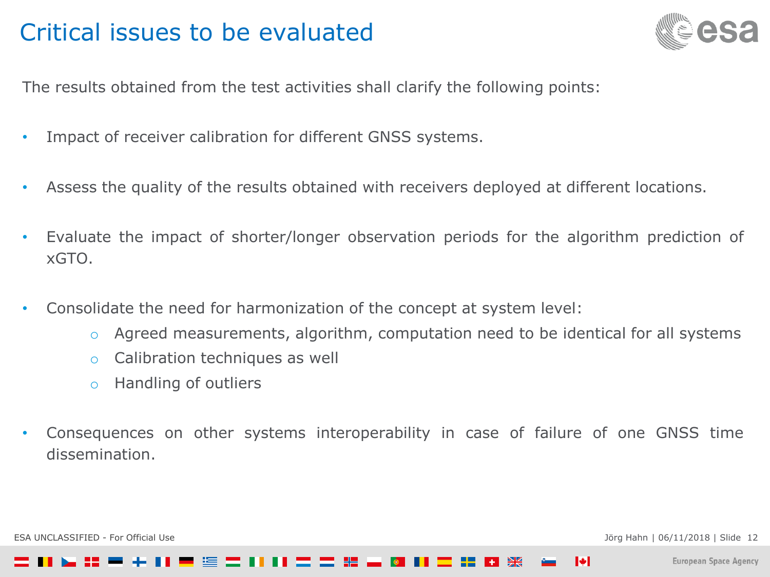# Critical issues to be evaluated

The results obtained from the test activities shall clarify the following points:

- Impact of receiver calibration for different GNSS systems.
- Assess the quality of the results obtained with receivers deployed at different locations.
- Evaluate the impact of shorter/longer observation periods for the algorithm prediction of xGTO.
- Consolidate the need for harmonization of the concept at system level:
  - Agreed measurements, algorithm, computation need to be identical for all systems
  - Calibration techniques as well
  - Handling of outliers
- Consequences on other systems interoperability in case of failure of one GNSS time dissemination.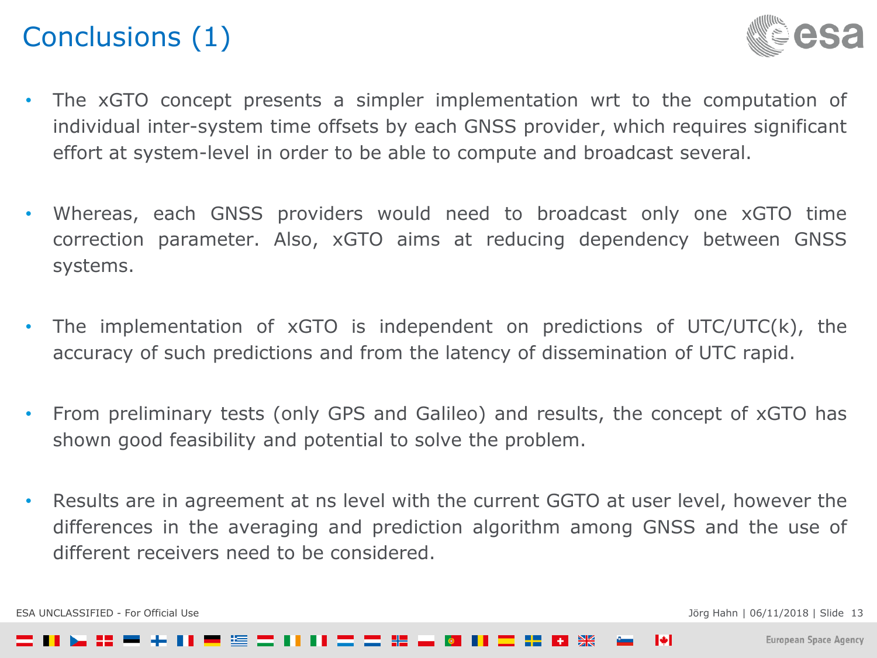# Conclusions (1)

- The xGTO concept presents a simpler implementation wrt to the computation of individual inter-system time offsets by each GNSS provider, which requires significant effort at system-level in order to be able to compute and broadcast several.

- Whereas, each GNSS providers would need to broadcast only one xGTO time correction parameter. Also, xGTO aims at reducing dependency between GNSS systems.

- The implementation of xGTO is independent on predictions of UTC/UTC(k), the accuracy of such predictions and from the latency of dissemination of UTC rapid.

- From preliminary tests (only GPS and Galileo) and results, the concept of xGTO has shown good feasibility and potential to solve the problem.

- Results are in agreement at ns level with the current GGTO at user level, however the differences in the averaging and prediction algorithm among GNSS and the use of different receivers need to be considered.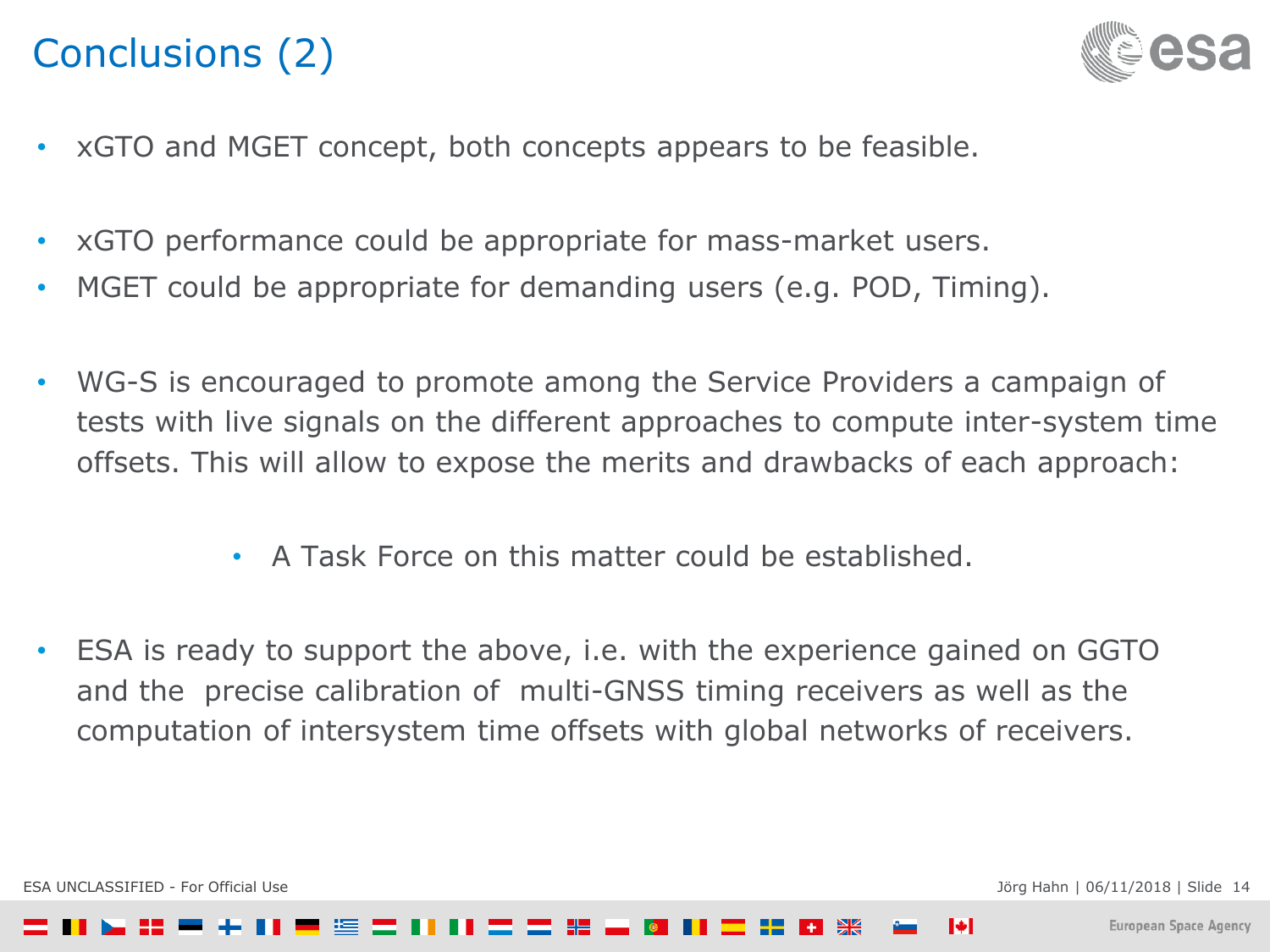# Conclusions (2)

- xGTO and MGET concept, both concepts appears to be feasible.

- xGTO performance could be appropriate for mass-market users.
- MGET could be appropriate for demanding users (e.g. POD, Timing).

- WG-S is encouraged to promote among the Service Providers a campaign of tests with live signals on the different approaches to compute inter-system time offsets. This will allow to expose the merits and drawbacks of each approach:
  - A Task Force on this matter could be established.

- ESA is ready to support the above, i.e. with the experience gained on GGTO and the precise calibration of multi-GNSS timing receivers as well as the computation of intersystem time offsets with global networks of receivers.